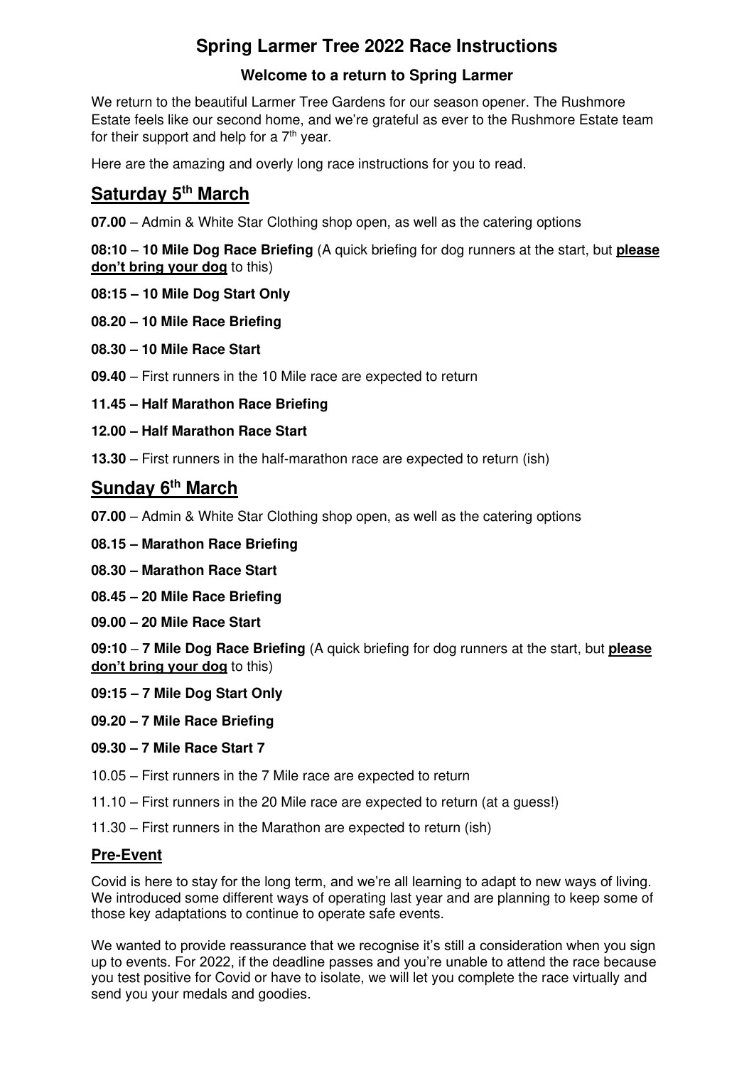# Spring Larmer Tree 2022 Race Instructions

### Welcome to a return to Spring Larmer

We return to the beautiful Larmer Tree Gardens for our season opener. The Rushmore Estate feels like our second home, and we're grateful as ever to the Rushmore Estate team for their support and help for a 7th year.

Here are the amazing and overly long race instructions for you to read.

## Saturday 5th March

**07.00** – Admin & White Star Clothing shop open, as well as the catering options

**08:10** – **10 Mile Dog Race Briefing** (A quick briefing for dog runners at the start, but **please don't bring your dog** to this)

**08:15 – 10 Mile Dog Start Only**

**08.20 – 10 Mile Race Briefing**

**08.30 – 10 Mile Race Start**

**09.40** – First runners in the 10 Mile race are expected to return

**11.45 – Half Marathon Race Briefing**

**12.00 – Half Marathon Race Start**

**13.30** – First runners in the half-marathon race are expected to return (ish)

## Sunday 6th March

**07.00** – Admin & White Star Clothing shop open, as well as the catering options

**08.15 – Marathon Race Briefing**

**08.30 – Marathon Race Start**

**08.45 – 20 Mile Race Briefing**

**09.00 – 20 Mile Race Start**

**09:10** – **7 Mile Dog Race Briefing** (A quick briefing for dog runners at the start, but **please don't bring your dog** to this)

**09:15 – 7 Mile Dog Start Only**

**09.20 – 7 Mile Race Briefing**

**09.30 – 7 Mile Race Start 7**

10.05 – First runners in the 7 Mile race are expected to return

11.10 – First runners in the 20 Mile race are expected to return (at a guess!)

11.30 – First runners in the Marathon are expected to return (ish)

### Pre-Event

Covid is here to stay for the long term, and we're all learning to adapt to new ways of living. We introduced some different ways of operating last year and are planning to keep some of those key adaptations to continue to operate safe events.

We wanted to provide reassurance that we recognise it's still a consideration when you sign up to events. For 2022, if the deadline passes and you're unable to attend the race because you test positive for Covid or have to isolate, we will let you complete the race virtually and send you your medals and goodies.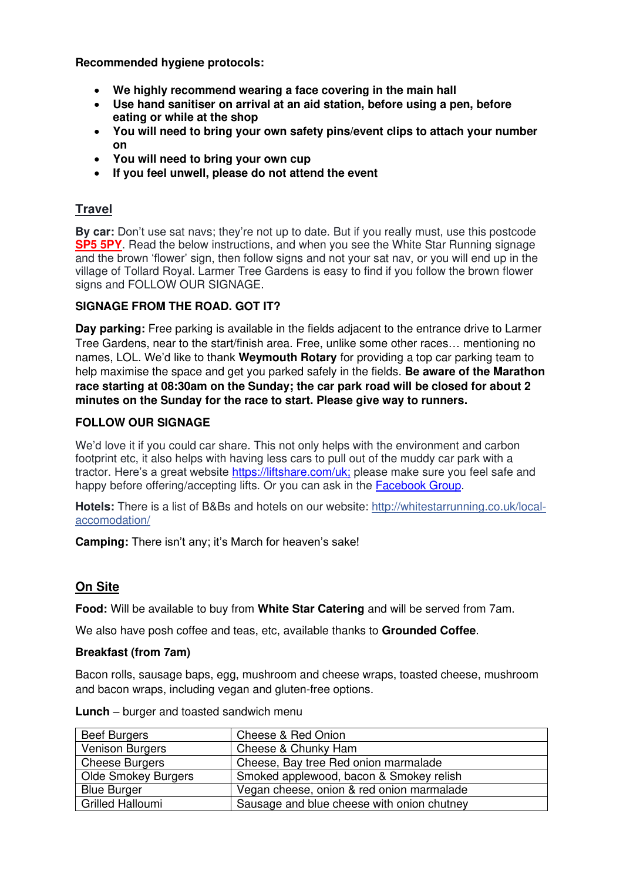**Recommended hygiene protocols:**

- **We highly recommend wearing a face covering in the main hall**
- **Use hand sanitiser on arrival at an aid station, before using a pen, before eating or while at the shop**
- **You will need to bring your own safety pins/event clips to attach your number on**
- **You will need to bring your own cup**
- **If you feel unwell, please do not attend the event**

## Travel

**By car:** Don't use sat navs; they're not up to date. But if you really must, use this postcode **SP5 5PY**. Read the below instructions, and when you see the White Star Running signage and the brown 'flower' sign, then follow signs and not your sat nav, or you will end up in the village of Tollard Royal. Larmer Tree Gardens is easy to find if you follow the brown flower signs and FOLLOW OUR SIGNAGE.

**SIGNAGE FROM THE ROAD. GOT IT?**

**Day parking:** Free parking is available in the fields adjacent to the entrance drive to Larmer Tree Gardens, near to the start/finish area. Free, unlike some other races… mentioning no names, LOL. We'd like to thank **Weymouth Rotary** for providing a top car parking team to help maximise the space and get you parked safely in the fields. **Be aware of the Marathon race starting at 08:30am on the Sunday; the car park road will be closed for about 2 minutes on the Sunday for the race to start. Please give way to runners.**

**FOLLOW OUR SIGNAGE**

We'd love it if you could car share. This not only helps with the environment and carbon footprint etc, it also helps with having less cars to pull out of the muddy car park with a tractor. Here's a great website https://liftshare.com/uk; please make sure you feel safe and happy before offering/accepting lifts. Or you can ask in the Facebook Group.

**Hotels:** There is a list of B&Bs and hotels on our website: http://whitestarrunning.co.uk/local-accomodation/

**Camping:** There isn't any; it's March for heaven's sake!

## On Site

**Food:** Will be available to buy from **White Star Catering** and will be served from 7am.

We also have posh coffee and teas, etc, available thanks to **Grounded Coffee**.

**Breakfast (from 7am)**

Bacon rolls, sausage baps, egg, mushroom and cheese wraps, toasted cheese, mushroom and bacon wraps, including vegan and gluten-free options.

**Lunch** – burger and toasted sandwich menu

| Beef Burgers | Cheese & Red Onion |
|---|---|
| Venison Burgers | Cheese & Chunky Ham |
| Cheese Burgers | Cheese, Bay tree Red onion marmalade |
| Olde Smokey Burgers | Smoked applewood, bacon & Smokey relish |
| Blue Burger | Vegan cheese, onion & red onion marmalade |
| Grilled Halloumi | Sausage and blue cheese with onion chutney |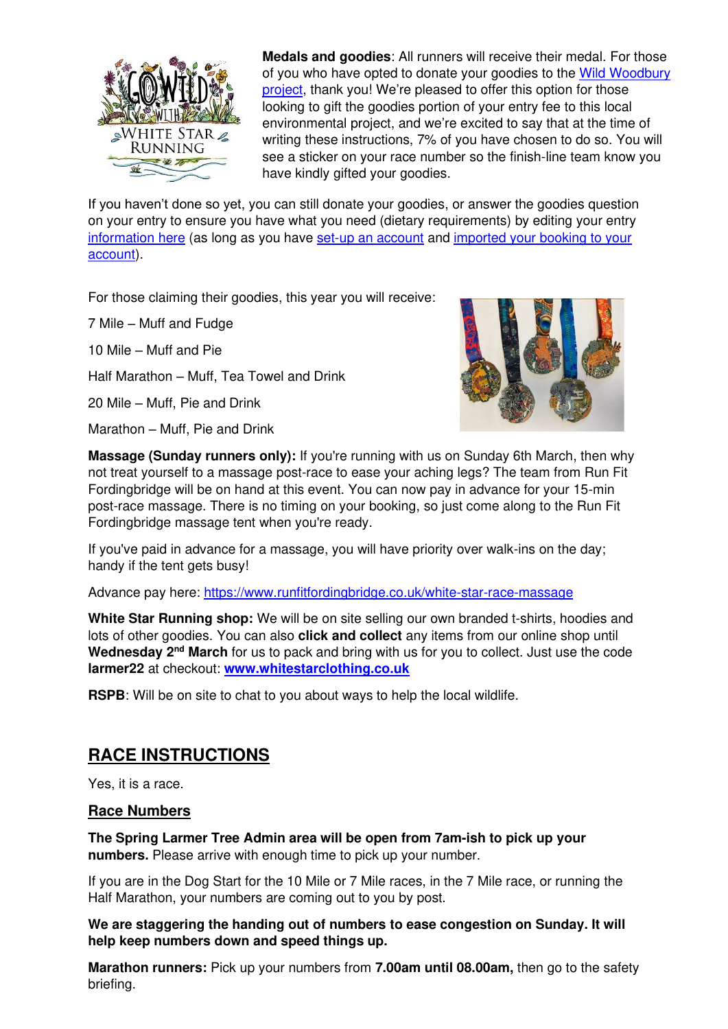**Medals and goodies**: All runners will receive their medal. For those of you who have opted to donate your goodies to the Wild Woodbury project, thank you! We're pleased to offer this option for those looking to gift the goodies portion of your entry fee to this local environmental project, and we're excited to say that at the time of writing these instructions, 7% of you have chosen to do so. You will see a sticker on your race number so the finish-line team know you have kindly gifted your goodies.

If you haven't done so yet, you can still donate your goodies, or answer the goodies question on your entry to ensure you have what you need (dietary requirements) by editing your entry information here (as long as you have set-up an account and imported your booking to your account).

For those claiming their goodies, this year you will receive:

7 Mile – Muff and Fudge

10 Mile – Muff and Pie

Half Marathon – Muff, Tea Towel and Drink

20 Mile – Muff, Pie and Drink

Marathon – Muff, Pie and Drink

**Massage (Sunday runners only):** If you're running with us on Sunday 6th March, then why not treat yourself to a massage post-race to ease your aching legs? The team from Run Fit Fordingbridge will be on hand at this event. You can now pay in advance for your 15-min post-race massage. There is no timing on your booking, so just come along to the Run Fit Fordingbridge massage tent when you're ready.

If you've paid in advance for a massage, you will have priority over walk-ins on the day; handy if the tent gets busy!

Advance pay here: https://www.runfitfordingbridge.co.uk/white-star-race-massage

**White Star Running shop:** We will be on site selling our own branded t-shirts, hoodies and lots of other goodies. You can also **click and collect** any items from our online shop until **Wednesday 2nd March** for us to pack and bring with us for you to collect. Just use the code **larmer22** at checkout: **www.whitestarclothing.co.uk**

**RSPB**: Will be on site to chat to you about ways to help the local wildlife.

## RACE INSTRUCTIONS

Yes, it is a race.

### Race Numbers

**The Spring Larmer Tree Admin area will be open from 7am-ish to pick up your numbers.** Please arrive with enough time to pick up your number.

If you are in the Dog Start for the 10 Mile or 7 Mile races, in the 7 Mile race, or running the Half Marathon, your numbers are coming out to you by post.

**We are staggering the handing out of numbers to ease congestion on Sunday. It will help keep numbers down and speed things up.**

**Marathon runners:** Pick up your numbers from **7.00am until 08.00am,** then go to the safety briefing.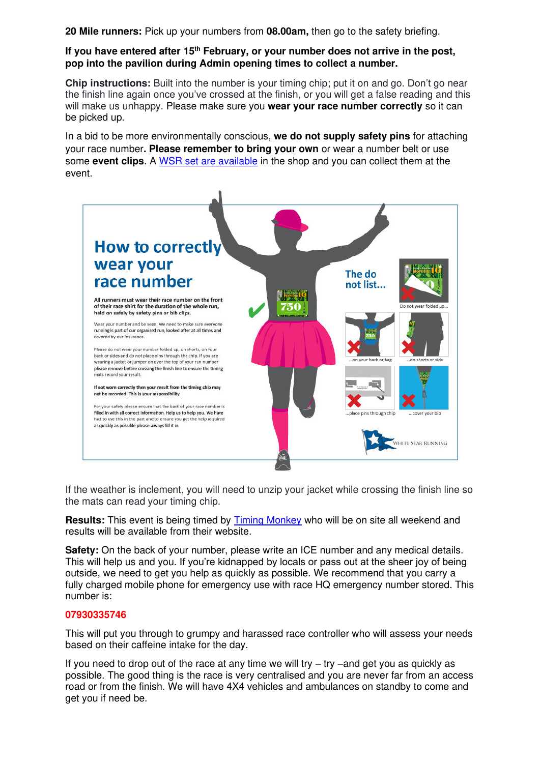**20 Mile runners:** Pick up your numbers from **08.00am,** then go to the safety briefing.

**If you have entered after 15th February, or your number does not arrive in the post, pop into the pavilion during Admin opening times to collect a number.**

**Chip instructions:** Built into the number is your timing chip; put it on and go. Don't go near the finish line again once you've crossed at the finish, or you will get a false reading and this will make us unhappy. Please make sure you **wear your race number correctly** so it can be picked up.

In a bid to be more environmentally conscious, **we do not supply safety pins** for attaching your race number**. Please remember to bring your own** or wear a number belt or use some **event clips**. A WSR set are available in the shop and you can collect them at the event.

## How to correctly wear your race number

**All runners must wear their race number on the front of their race shirt for the duration of the whole run, held on safely by safety pins or bib clips.**

Wear your number and be seen. We need to make sure everyone running is part of our organised run, looked after at all times and covered by our insurance.

Please do not wear your number folded up, on shorts, on your back or sides and do not place pins through the chip. If you are wearing a jacket or jumper on over the top of your run number please remove before crossing the finish line to ensure the timing mats record your result.

**If not worn correctly then your result from the timing chip may not be recorded. This is your responsibility.**

For your safety please ensure that the back of your race number is filled in with all correct information. Help us to help you. We have had to use this in the past and to ensure you get the help required as quickly as possible please always fill it in.

**The do not list...**

- Do not wear folded up...
- ...on your back or bag
- ...on shorts or side
- ...place pins through chip
- ...cover your bib

WHITE STAR RUNNING

If the weather is inclement, you will need to unzip your jacket while crossing the finish line so the mats can read your timing chip.

**Results:** This event is being timed by Timing Monkey who will be on site all weekend and results will be available from their website.

**Safety:** On the back of your number, please write an ICE number and any medical details. This will help us and you. If you're kidnapped by locals or pass out at the sheer joy of being outside, we need to get you help as quickly as possible. We recommend that you carry a fully charged mobile phone for emergency use with race HQ emergency number stored. This number is:

**07930335746**

This will put you through to grumpy and harassed race controller who will assess your needs based on their caffeine intake for the day.

If you need to drop out of the race at any time we will try – try –and get you as quickly as possible. The good thing is the race is very centralised and you are never far from an access road or from the finish. We will have 4X4 vehicles and ambulances on standby to come and get you if need be.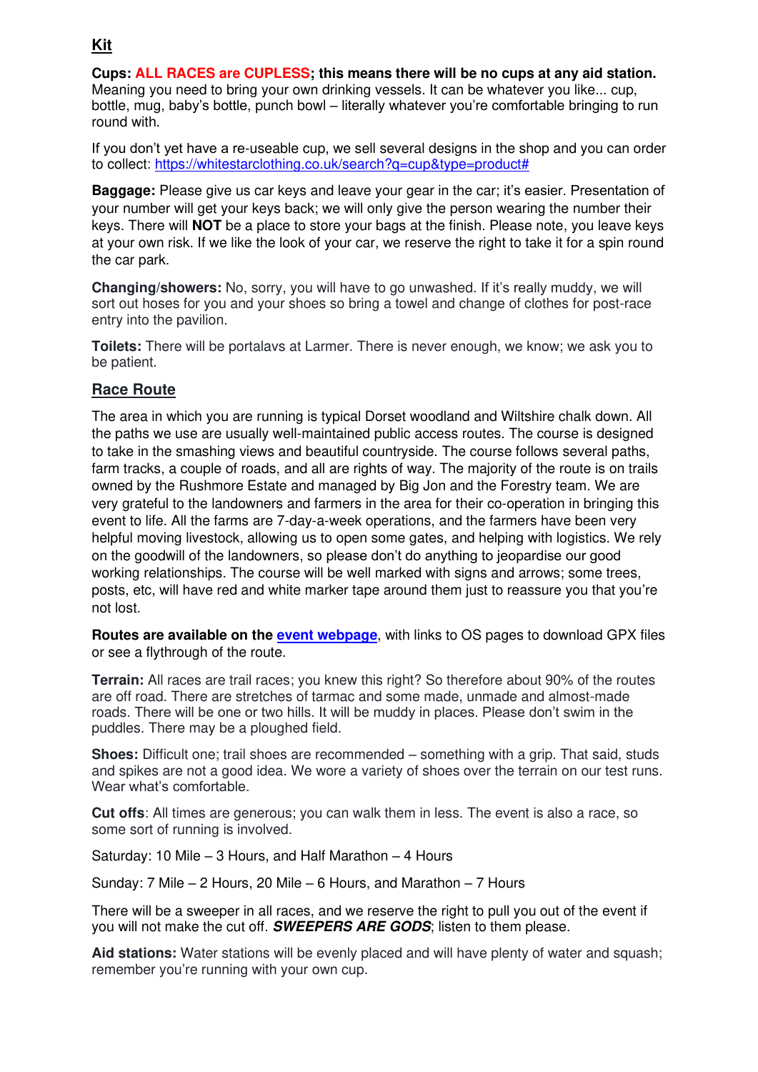## Kit

**Cups: ALL RACES are CUPLESS; this means there will be no cups at any aid station.** Meaning you need to bring your own drinking vessels. It can be whatever you like... cup, bottle, mug, baby's bottle, punch bowl – literally whatever you're comfortable bringing to run round with.

If you don't yet have a re-useable cup, we sell several designs in the shop and you can order to collect: https://whitestarclothing.co.uk/search?q=cup&type=product#

**Baggage:** Please give us car keys and leave your gear in the car; it's easier. Presentation of your number will get your keys back; we will only give the person wearing the number their keys. There will **NOT** be a place to store your bags at the finish. Please note, you leave keys at your own risk. If we like the look of your car, we reserve the right to take it for a spin round the car park.

**Changing/showers:** No, sorry, you will have to go unwashed. If it's really muddy, we will sort out hoses for you and your shoes so bring a towel and change of clothes for post-race entry into the pavilion.

**Toilets:** There will be portalavs at Larmer. There is never enough, we know; we ask you to be patient.

## Race Route

The area in which you are running is typical Dorset woodland and Wiltshire chalk down. All the paths we use are usually well-maintained public access routes. The course is designed to take in the smashing views and beautiful countryside. The course follows several paths, farm tracks, a couple of roads, and all are rights of way. The majority of the route is on trails owned by the Rushmore Estate and managed by Big Jon and the Forestry team. We are very grateful to the landowners and farmers in the area for their co-operation in bringing this event to life. All the farms are 7-day-a-week operations, and the farmers have been very helpful moving livestock, allowing us to open some gates, and helping with logistics. We rely on the goodwill of the landowners, so please don't do anything to jeopardise our good working relationships. The course will be well marked with signs and arrows; some trees, posts, etc, will have red and white marker tape around them just to reassure you that you're not lost.

**Routes are available on the event webpage**, with links to OS pages to download GPX files or see a flythrough of the route.

**Terrain:** All races are trail races; you knew this right? So therefore about 90% of the routes are off road. There are stretches of tarmac and some made, unmade and almost-made roads. There will be one or two hills. It will be muddy in places. Please don't swim in the puddles. There may be a ploughed field.

**Shoes:** Difficult one; trail shoes are recommended – something with a grip. That said, studs and spikes are not a good idea. We wore a variety of shoes over the terrain on our test runs. Wear what's comfortable.

**Cut offs**: All times are generous; you can walk them in less. The event is also a race, so some sort of running is involved.

Saturday: 10 Mile – 3 Hours, and Half Marathon – 4 Hours

Sunday: 7 Mile – 2 Hours, 20 Mile – 6 Hours, and Marathon – 7 Hours

There will be a sweeper in all races, and we reserve the right to pull you out of the event if you will not make the cut off. ***SWEEPERS ARE GODS***; listen to them please.

**Aid stations:** Water stations will be evenly placed and will have plenty of water and squash; remember you're running with your own cup.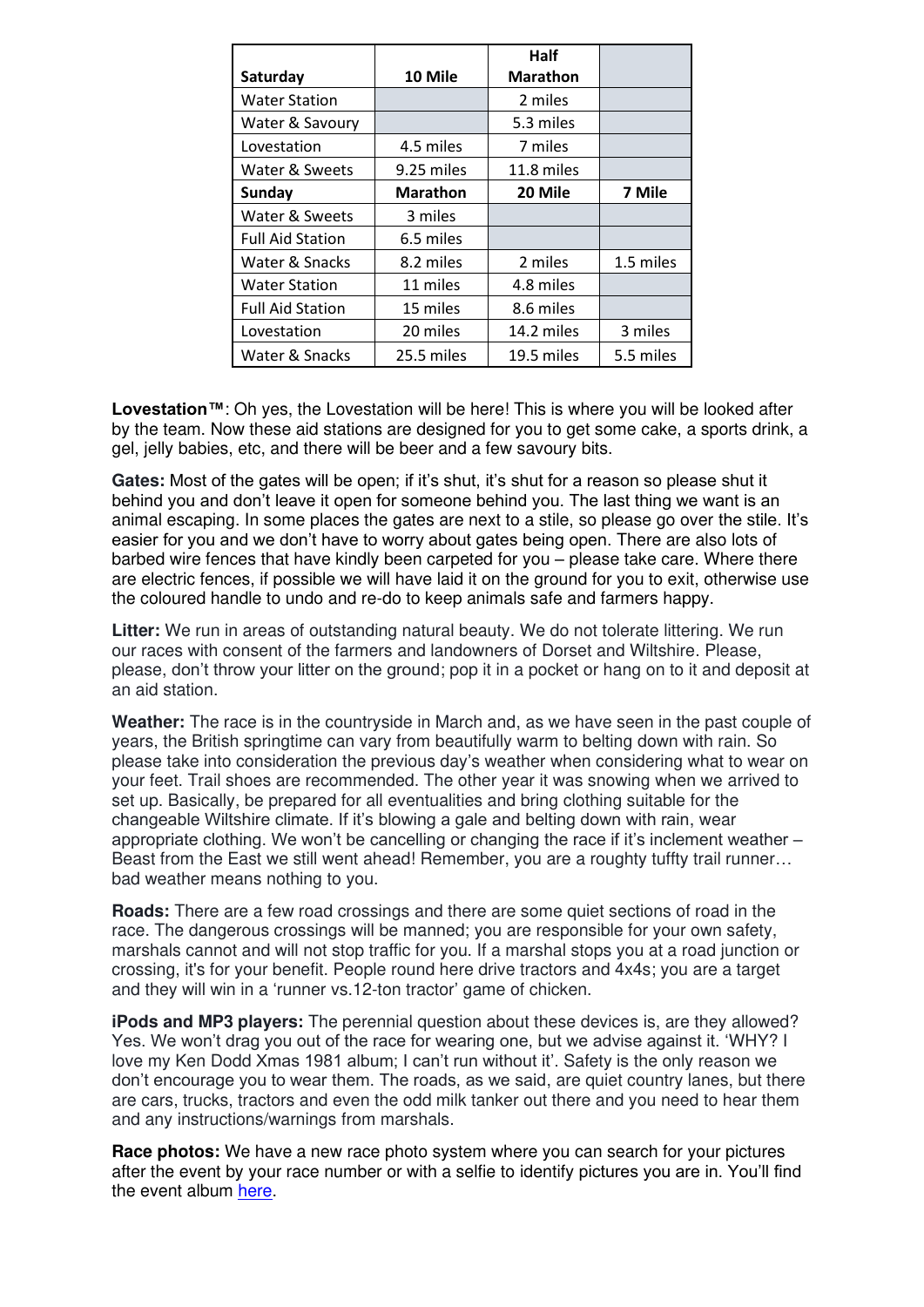| Saturday | 10 Mile | Half Marathon | |
|---|---|---|---|
| Water Station | | 2 miles | |
| Water & Savoury | | 5.3 miles | |
| Lovestation | 4.5 miles | 7 miles | |
| Water & Sweets | 9.25 miles | 11.8 miles | |
| **Sunday** | **Marathon** | **20 Mile** | **7 Mile** |
| Water & Sweets | 3 miles | | |
| Full Aid Station | 6.5 miles | | |
| Water & Snacks | 8.2 miles | 2 miles | 1.5 miles |
| Water Station | 11 miles | 4.8 miles | |
| Full Aid Station | 15 miles | 8.6 miles | |
| Lovestation | 20 miles | 14.2 miles | 3 miles |
| Water & Snacks | 25.5 miles | 19.5 miles | 5.5 miles |

**Lovestation™**: Oh yes, the Lovestation will be here! This is where you will be looked after by the team. Now these aid stations are designed for you to get some cake, a sports drink, a gel, jelly babies, etc, and there will be beer and a few savoury bits.

**Gates:** Most of the gates will be open; if it's shut, it's shut for a reason so please shut it behind you and don't leave it open for someone behind you. The last thing we want is an animal escaping. In some places the gates are next to a stile, so please go over the stile. It's easier for you and we don't have to worry about gates being open. There are also lots of barbed wire fences that have kindly been carpeted for you – please take care. Where there are electric fences, if possible we will have laid it on the ground for you to exit, otherwise use the coloured handle to undo and re-do to keep animals safe and farmers happy.

**Litter:** We run in areas of outstanding natural beauty. We do not tolerate littering. We run our races with consent of the farmers and landowners of Dorset and Wiltshire. Please, please, don't throw your litter on the ground; pop it in a pocket or hang on to it and deposit at an aid station.

**Weather:** The race is in the countryside in March and, as we have seen in the past couple of years, the British springtime can vary from beautifully warm to belting down with rain. So please take into consideration the previous day's weather when considering what to wear on your feet. Trail shoes are recommended. The other year it was snowing when we arrived to set up. Basically, be prepared for all eventualities and bring clothing suitable for the changeable Wiltshire climate. If it's blowing a gale and belting down with rain, wear appropriate clothing. We won't be cancelling or changing the race if it's inclement weather – Beast from the East we still went ahead! Remember, you are a roughty tuffty trail runner… bad weather means nothing to you.

**Roads:** There are a few road crossings and there are some quiet sections of road in the race. The dangerous crossings will be manned; you are responsible for your own safety, marshals cannot and will not stop traffic for you. If a marshal stops you at a road junction or crossing, it's for your benefit. People round here drive tractors and 4x4s; you are a target and they will win in a 'runner vs.12-ton tractor' game of chicken.

**iPods and MP3 players:** The perennial question about these devices is, are they allowed? Yes. We won't drag you out of the race for wearing one, but we advise against it. 'WHY? I love my Ken Dodd Xmas 1981 album; I can't run without it'. Safety is the only reason we don't encourage you to wear them. The roads, as we said, are quiet country lanes, but there are cars, trucks, tractors and even the odd milk tanker out there and you need to hear them and any instructions/warnings from marshals.

**Race photos:** We have a new race photo system where you can search for your pictures after the event by your race number or with a selfie to identify pictures you are in. You'll find the event album here.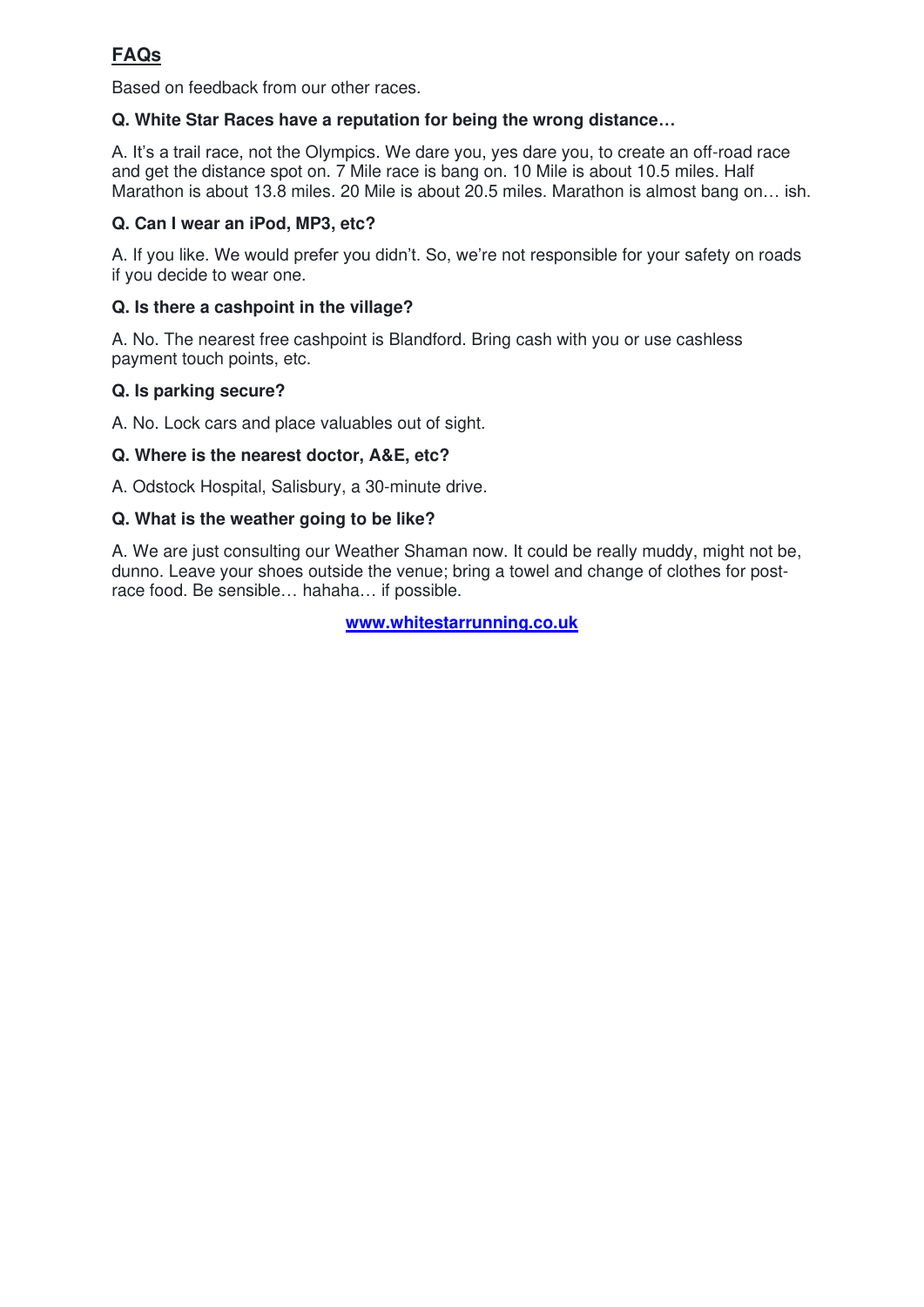## FAQs

Based on feedback from our other races.

**Q. White Star Races have a reputation for being the wrong distance…**

A. It's a trail race, not the Olympics. We dare you, yes dare you, to create an off-road race and get the distance spot on. 7 Mile race is bang on. 10 Mile is about 10.5 miles. Half Marathon is about 13.8 miles. 20 Mile is about 20.5 miles. Marathon is almost bang on… ish.

**Q. Can I wear an iPod, MP3, etc?**

A. If you like. We would prefer you didn't. So, we're not responsible for your safety on roads if you decide to wear one.

**Q. Is there a cashpoint in the village?**

A. No. The nearest free cashpoint is Blandford. Bring cash with you or use cashless payment touch points, etc.

**Q. Is parking secure?**

A. No. Lock cars and place valuables out of sight.

**Q. Where is the nearest doctor, A&E, etc?**

A. Odstock Hospital, Salisbury, a 30-minute drive.

**Q. What is the weather going to be like?**

A. We are just consulting our Weather Shaman now. It could be really muddy, might not be, dunno. Leave your shoes outside the venue; bring a towel and change of clothes for post-race food. Be sensible… hahaha… if possible.

**[www.whitestarrunning.co.uk](http://www.whitestarrunning.co.uk)**